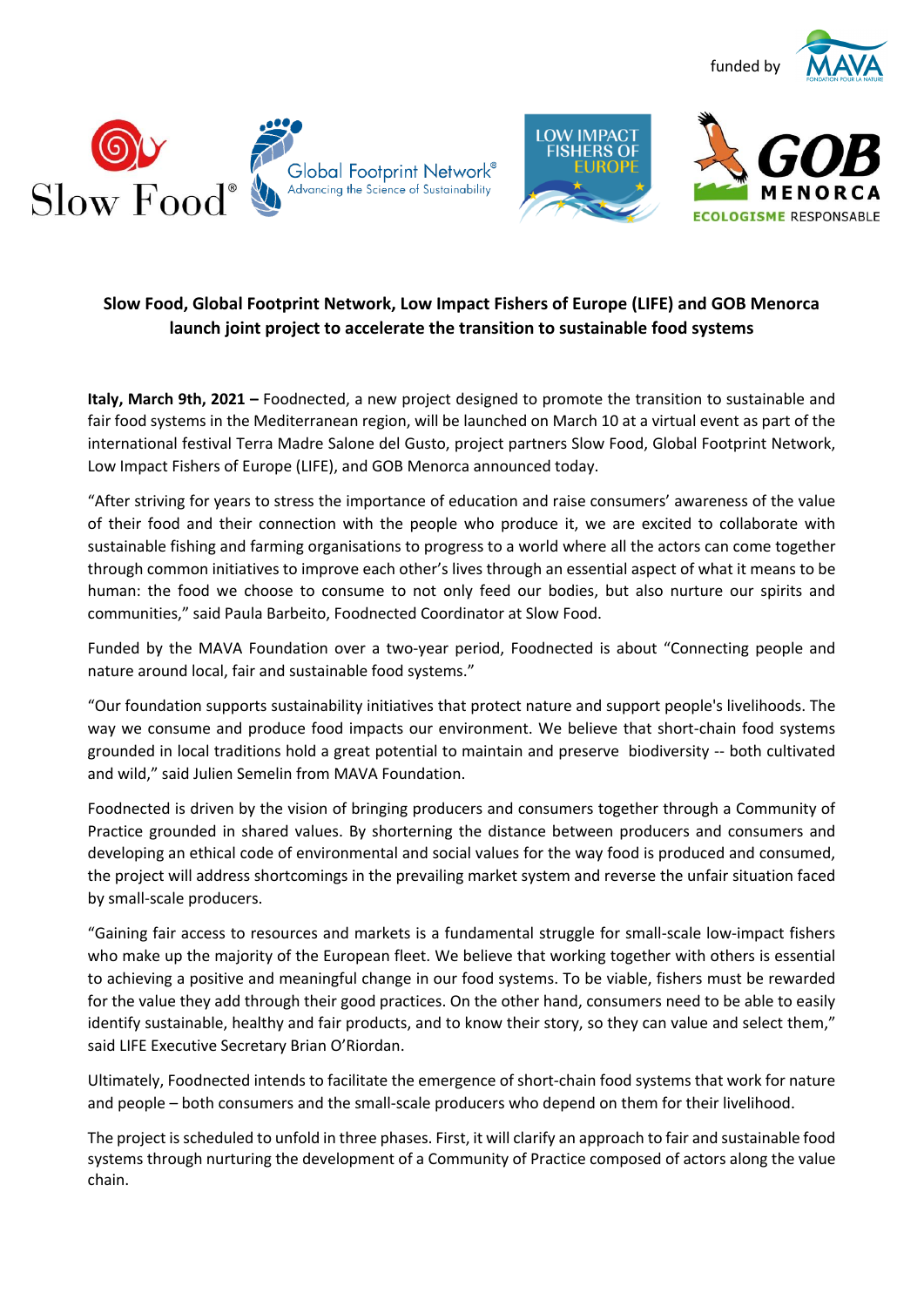funded by

**Slow Food, Global Footprint Network, Low Impact Fishers of Europe (LIFE) and GOB Menorca launch joint project to accelerate the transition to sustainable food systems**

**Italy, March 9th, 2021 –** Foodnected, a new project designed to promote the transition to sustainable and fair food systems in the Mediterranean region, will be launched on March 10 at a virtual event as part of the international festival Terra Madre Salone del Gusto, project partners Slow Food, Global Footprint Network, Low Impact Fishers of Europe (LIFE), and GOB Menorca announced today.

"After striving for years to stress the importance of education and raise consumers' awareness of the value of their food and their connection with the people who produce it, we are excited to collaborate with sustainable fishing and farming organisations to progress to a world where all the actors can come together through common initiatives to improve each other's lives through an essential aspect of what it means to be human: the food we choose to consume to not only feed our bodies, but also nurture our spirits and communities," said Paula Barbeito, Foodnected Coordinator at Slow Food.

Funded by the MAVA Foundation over a two-year period, Foodnected is about "Connecting people and nature around local, fair and sustainable food systems."

"Our foundation supports sustainability initiatives that protect nature and support people's livelihoods. The way we consume and produce food impacts our environment. We believe that short-chain food systems grounded in local traditions hold a great potential to maintain and preserve biodiversity -- both cultivated and wild," said Julien Semelin from MAVA Foundation.

Foodnected is driven by the vision of bringing producers and consumers together through a Community of Practice grounded in shared values. By shorterning the distance between producers and consumers and developing an ethical code of environmental and social values for the way food is produced and consumed, the project will address shortcomings in the prevailing market system and reverse the unfair situation faced by small-scale producers.

"Gaining fair access to resources and markets is a fundamental struggle for small-scale low-impact fishers who make up the majority of the European fleet. We believe that working together with others is essential to achieving a positive and meaningful change in our food systems. To be viable, fishers must be rewarded for the value they add through their good practices. On the other hand, consumers need to be able to easily identify sustainable, healthy and fair products, and to know their story, so they can value and select them," said LIFE Executive Secretary Brian O'Riordan.

Ultimately, Foodnected intends to facilitate the emergence of short-chain food systems that work for nature and people – both consumers and the small-scale producers who depend on them for their livelihood.

The project is scheduled to unfold in three phases. First, it will clarify an approach to fair and sustainable food systems through nurturing the development of a Community of Practice composed of actors along the value chain.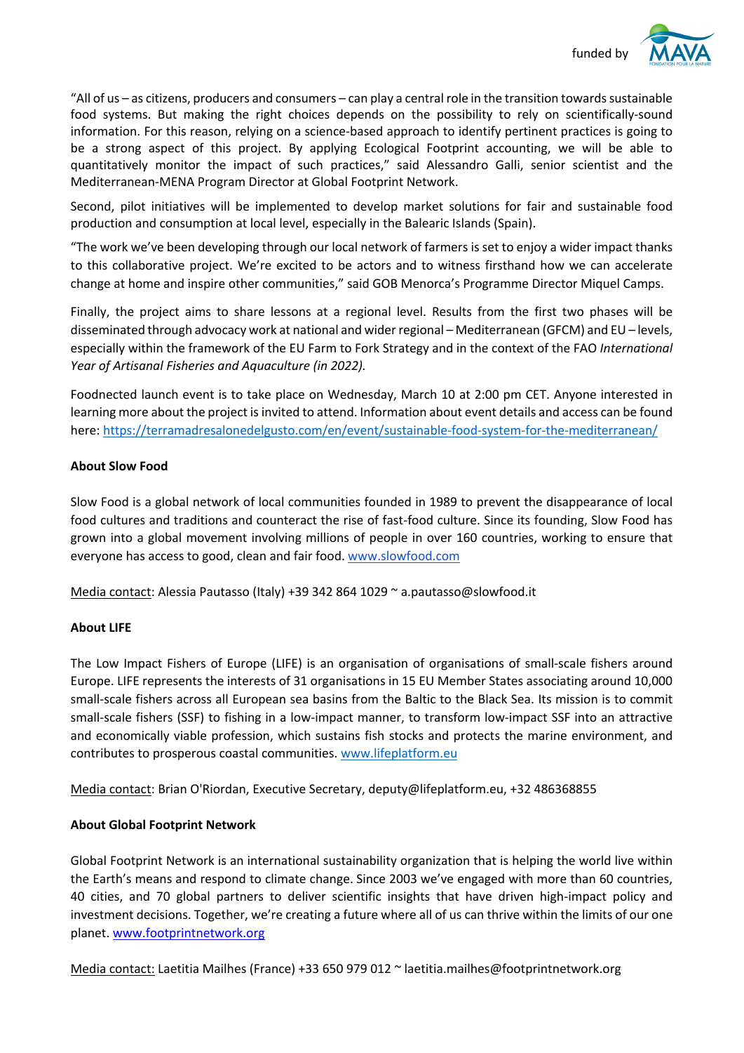"All of us – as citizens, producers and consumers – can play a central role in the transition towards sustainable food systems. But making the right choices depends on the possibility to rely on scientifically-sound information. For this reason, relying on a science-based approach to identify pertinent practices is going to be a strong aspect of this project. By applying Ecological Footprint accounting, we will be able to quantitatively monitor the impact of such practices," said Alessandro Galli, senior scientist and the Mediterranean-MENA Program Director at Global Footprint Network.

Second, pilot initiatives will be implemented to develop market solutions for fair and sustainable food production and consumption at local level, especially in the Balearic Islands (Spain).

"The work we've been developing through our local network of farmers is set to enjoy a wider impact thanks to this collaborative project. We're excited to be actors and to witness firsthand how we can accelerate change at home and inspire other communities," said GOB Menorca's Programme Director Miquel Camps.

Finally, the project aims to share lessons at a regional level. Results from the first two phases will be disseminated through advocacy work at national and wider regional – Mediterranean (GFCM) and EU – levels, especially within the framework of the EU Farm to Fork Strategy and in the context of the FAO *International Year of Artisanal Fisheries and Aquaculture (in 2022).*

Foodnected launch event is to take place on Wednesday, March 10 at 2:00 pm CET. Anyone interested in learning more about the project is invited to attend. Information about event details and access can be found here: https://terramadresalonedelgusto.com/en/event/sustainable-food-system-for-the-mediterranean/

**About Slow Food**

Slow Food is a global network of local communities founded in 1989 to prevent the disappearance of local food cultures and traditions and counteract the rise of fast-food culture. Since its founding, Slow Food has grown into a global movement involving millions of people in over 160 countries, working to ensure that everyone has access to good, clean and fair food. www.slowfood.com

Media contact: Alessia Pautasso (Italy) +39 342 864 1029 ~ a.pautasso@slowfood.it

**About LIFE**

The Low Impact Fishers of Europe (LIFE) is an organisation of organisations of small-scale fishers around Europe. LIFE represents the interests of 31 organisations in 15 EU Member States associating around 10,000 small-scale fishers across all European sea basins from the Baltic to the Black Sea. Its mission is to commit small-scale fishers (SSF) to fishing in a low-impact manner, to transform low-impact SSF into an attractive and economically viable profession, which sustains fish stocks and protects the marine environment, and contributes to prosperous coastal communities. www.lifeplatform.eu

Media contact: Brian O'Riordan, Executive Secretary, deputy@lifeplatform.eu, +32 486368855

**About Global Footprint Network**

Global Footprint Network is an international sustainability organization that is helping the world live within the Earth's means and respond to climate change. Since 2003 we've engaged with more than 60 countries, 40 cities, and 70 global partners to deliver scientific insights that have driven high-impact policy and investment decisions. Together, we're creating a future where all of us can thrive within the limits of our one planet. www.footprintnetwork.org

Media contact: Laetitia Mailhes (France) +33 650 979 012 ~ laetitia.mailhes@footprintnetwork.org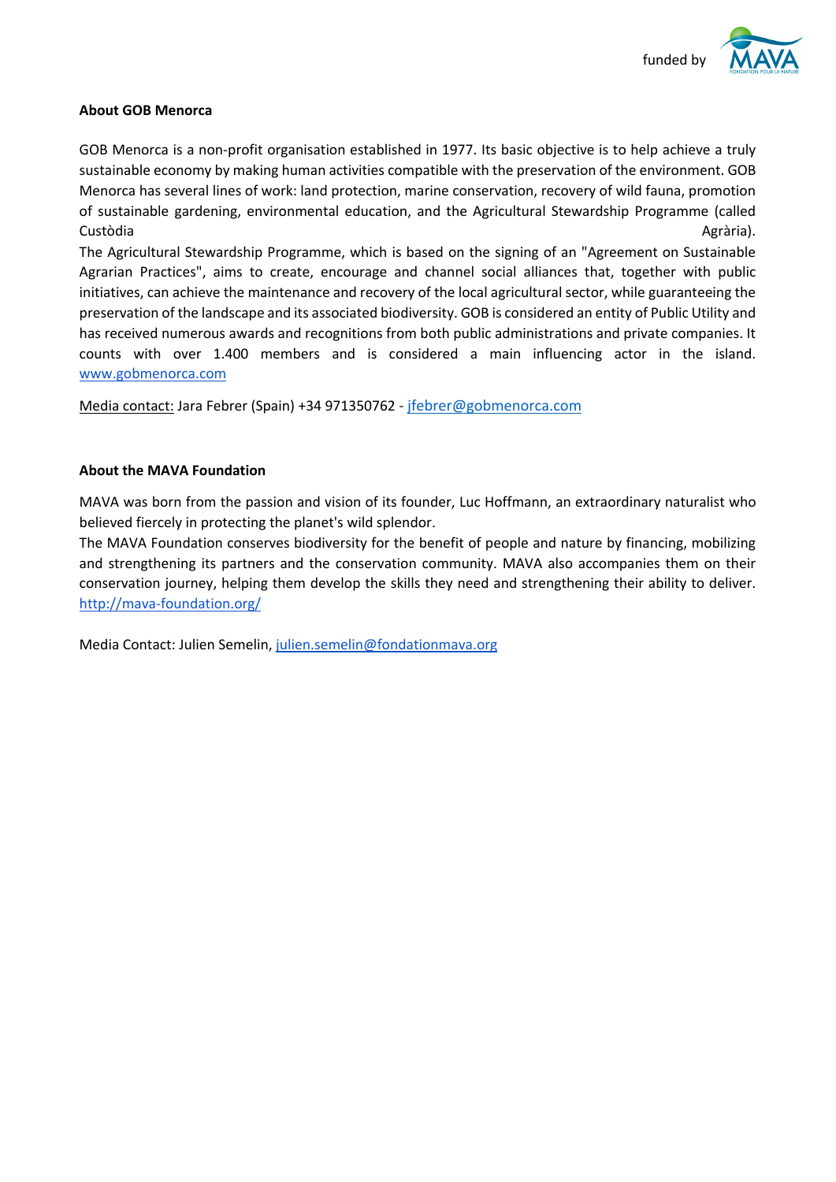funded by MAVA

**About GOB Menorca**

GOB Menorca is a non-profit organisation established in 1977. Its basic objective is to help achieve a truly sustainable economy by making human activities compatible with the preservation of the environment. GOB Menorca has several lines of work: land protection, marine conservation, recovery of wild fauna, promotion of sustainable gardening, environmental education, and the Agricultural Stewardship Programme (called Custòdia Agrària).
The Agricultural Stewardship Programme, which is based on the signing of an "Agreement on Sustainable Agrarian Practices", aims to create, encourage and channel social alliances that, together with public initiatives, can achieve the maintenance and recovery of the local agricultural sector, while guaranteeing the preservation of the landscape and its associated biodiversity. GOB is considered an entity of Public Utility and has received numerous awards and recognitions from both public administrations and private companies. It counts with over 1.400 members and is considered a main influencing actor in the island. www.gobmenorca.com

Media contact: Jara Febrer (Spain) +34 971350762 - jfebrer@gobmenorca.com

**About the MAVA Foundation**

MAVA was born from the passion and vision of its founder, Luc Hoffmann, an extraordinary naturalist who believed fiercely in protecting the planet's wild splendor.
The MAVA Foundation conserves biodiversity for the benefit of people and nature by financing, mobilizing and strengthening its partners and the conservation community. MAVA also accompanies them on their conservation journey, helping them develop the skills they need and strengthening their ability to deliver. http://mava-foundation.org/

Media Contact: Julien Semelin, julien.semelin@fondationmava.org